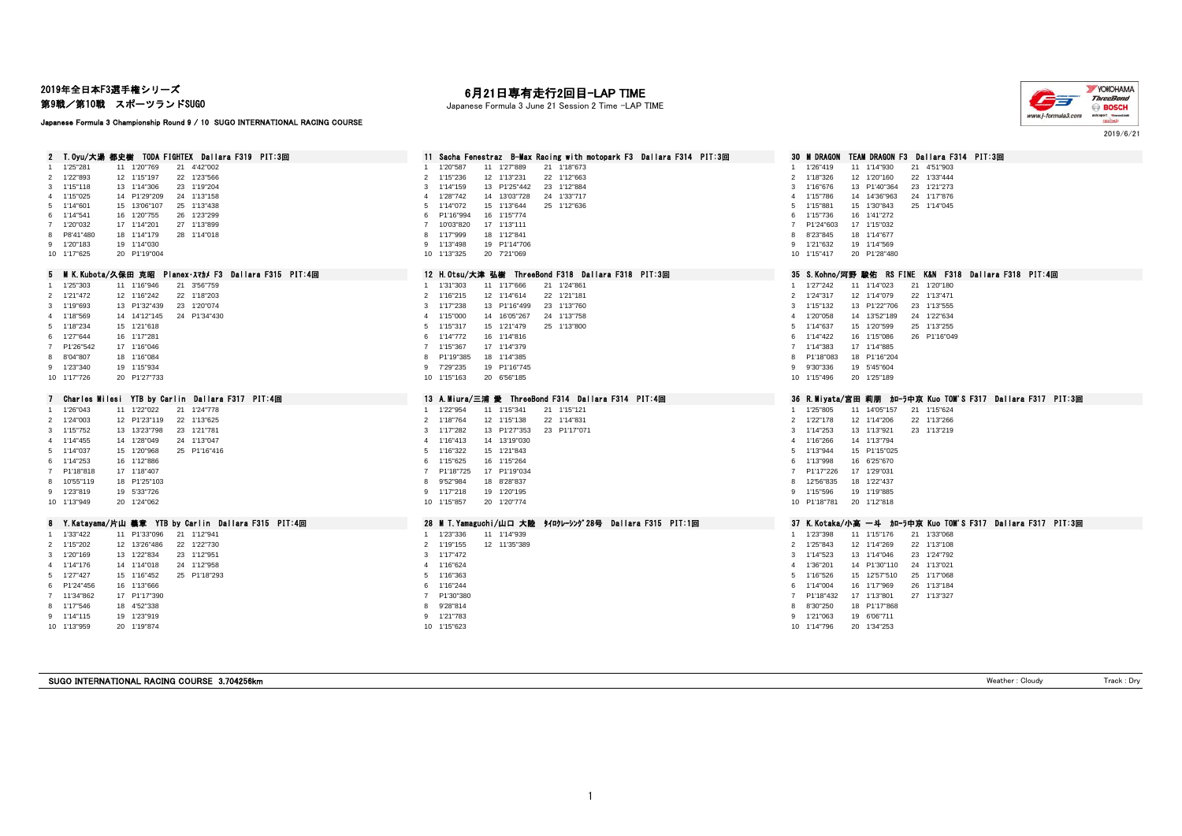2019年全日本F3選手権シリーズ
第9戦／第10戦　スポーツランドSUGO

Japanese Formula 3 Championship Round 9 / 10 SUGO INTERNATIONAL RACING COURSE

# 6月21日専有走行2回目-LAP TIME

Japanese Formula 3 June 21 Session 2 Time -LAP TIME

2019/6/21

## 2 T.Oyu/大湯 都史樹 TODA FIGHTEX Dallara F319 PIT:3回

| Lap | Time | Lap | Time | Lap | Time |
|---|---|---|---|---|---|
| 1 | 1'25"281 | 11 | 1'20"769 | 21 | 4'42"002 |
| 2 | 1'22"893 | 12 | 1'15"197 | 22 | 1'23"566 |
| 3 | 1'15"118 | 13 | 1'14"306 | 23 | 1'13"204 |
| 4 | 1'15"025 | 14 | P1'29"209 | 24 | 1'13"158 |
| 5 | 1'14"601 | 15 | 13'06"107 | 25 | 1'13"438 |
| 6 | 1'14"541 | 16 | 1'20"755 | 26 | 1'23"299 |
| 7 | 1'20"032 | 17 | 1'14"201 | 27 | 1'13"899 |
| 8 | P8'41"480 | 18 | 1'14"179 | 28 | 1'14"018 |
| 9 | 1'20"183 | 19 | 1'14"030 | | |
| 10 | 1'17"625 | 20 | P1'19"004 | | |

## 11 Sacha Fenestraz B-Max Racing with motopark F3 Dallara F314 PIT:3回

| Lap | Time | Lap | Time | Lap | Time |
|---|---|---|---|---|---|
| 1 | 1'20"587 | 11 | 1'27"889 | 21 | 1'18"673 |
| 2 | 1'15"236 | 12 | 1'13"231 | 22 | 1'12"663 |
| 3 | 1'14"159 | 13 | P1'25"442 | 23 | 1'12"884 |
| 4 | 1'28"742 | 14 | 13'03"728 | 24 | 1'33"717 |
| 5 | 1'14"072 | 15 | 1'13"644 | 25 | 1'12"636 |
| 6 | P1'16"994 | 16 | 1'15"774 | | |
| 7 | 10'03"820 | 17 | 1'13"111 | | |
| 8 | 1'17"999 | 18 | 1'12"841 | | |
| 9 | 1'13"498 | 19 | P1'14"706 | | |
| 10 | 1'13"325 | 20 | 7'21"069 | | |

## 30 M DRAGON TEAM DRAGON F3 Dallara F314 PIT:3回

| Lap | Time | Lap | Time | Lap | Time |
|---|---|---|---|---|---|
| 1 | 1'26"419 | 11 | 1'14"930 | 21 | 4'51"903 |
| 2 | 1'18"326 | 12 | 1'20"160 | 22 | 1'33"444 |
| 3 | 1'16"676 | 13 | P1'40"364 | 23 | 1'21"273 |
| 4 | 1'15"786 | 14 | 14'36"963 | 24 | 1'17"876 |
| 5 | 1'15"881 | 15 | 1'30"843 | 25 | 1'14"045 |
| 6 | 1'15"736 | 16 | 1'41"272 | | |
| 7 | P1'24"603 | 17 | 1'15"032 | | |
| 8 | 8'23"845 | 18 | 1'14"677 | | |
| 9 | 1'21"632 | 19 | 1'14"569 | | |
| 10 | 1'15"417 | 20 | P1'28"480 | | |

## 5 M K.Kubota/久保田 克昭 Planex・ｽﾏｶﾒ F3 Dallara F315 PIT:4回

| Lap | Time | Lap | Time | Lap | Time |
|---|---|---|---|---|---|
| 1 | 1'25"303 | 11 | 1'16"946 | 21 | 3'56"759 |
| 2 | 1'21"472 | 12 | 1'16"242 | 22 | 1'18"203 |
| 3 | 1'19"693 | 13 | P1'32"439 | 23 | 1'20"074 |
| 4 | 1'18"569 | 14 | 14'12"145 | 24 | P1'34"430 |
| 5 | 1'18"234 | 15 | 1'21"618 | | |
| 6 | 1'27"644 | 16 | 1'17"281 | | |
| 7 | P1'26"542 | 17 | 1'16"046 | | |
| 8 | 8'04"807 | 18 | 1'16"084 | | |
| 9 | 1'23"340 | 19 | 1'15"934 | | |
| 10 | 1'17"726 | 20 | P1'27"733 | | |

## 12 H.Otsu/大津 弘樹 ThreeBond F318 Dallara F318 PIT:3回

| Lap | Time | Lap | Time | Lap | Time |
|---|---|---|---|---|---|
| 1 | 1'31"303 | 11 | 1'17"666 | 21 | 1'24"861 |
| 2 | 1'16"215 | 12 | 1'14"614 | 22 | 1'21"181 |
| 3 | 1'17"238 | 13 | P1'16"499 | 23 | 1'13"760 |
| 4 | 1'15"000 | 14 | 16'05"267 | 24 | 1'13"758 |
| 5 | 1'15"317 | 15 | 1'21"479 | 25 | 1'13"800 |
| 6 | 1'14"772 | 16 | 1'14"816 | | |
| 7 | 1'15"367 | 17 | 1'14"379 | | |
| 8 | P1'19"385 | 18 | 1'14"385 | | |
| 9 | 7'29"235 | 19 | P1'16"745 | | |
| 10 | 1'15"163 | 20 | 6'56"185 | | |

## 35 S.Kohno/河野 駿佑 RS FINE K&N F318 Dallara F318 PIT:4回

| Lap | Time | Lap | Time | Lap | Time |
|---|---|---|---|---|---|
| 1 | 1'27"242 | 11 | 1'14"023 | 21 | 1'20"180 |
| 2 | 1'24"317 | 12 | 1'14"079 | 22 | 1'13"471 |
| 3 | 1'15"132 | 13 | P1'22"706 | 23 | 1'13"555 |
| 4 | 1'20"058 | 14 | 13'52"189 | 24 | 1'22"634 |
| 5 | 1'14"637 | 15 | 1'20"599 | 25 | 1'13"255 |
| 6 | 1'14"422 | 16 | 1'15"086 | 26 | P1'16"049 |
| 7 | 1'14"383 | 17 | 1'14"885 | | |
| 8 | P1'18"083 | 18 | P1'16"204 | | |
| 9 | 9'30"336 | 19 | 5'45"604 | | |
| 10 | 1'15"496 | 20 | 1'25"189 | | |

## 7 Charles Milesi YTB by Carlin Dallara F317 PIT:4回

| Lap | Time | Lap | Time | Lap | Time |
|---|---|---|---|---|---|
| 1 | 1'26"043 | 11 | 1'22"022 | 21 | 1'24"778 |
| 2 | 1'24"003 | 12 | P1'23"119 | 22 | 1'13"625 |
| 3 | 1'15"752 | 13 | 13'23"798 | 23 | 1'21"781 |
| 4 | 1'14"455 | 14 | 1'28"049 | 24 | 1'13"047 |
| 5 | 1'14"037 | 15 | 1'20"968 | 25 | P1'16"416 |
| 6 | 1'14"253 | 16 | 1'12"886 | | |
| 7 | P1'18"818 | 17 | 1'18"407 | | |
| 8 | 10'55"119 | 18 | P1'25"103 | | |
| 9 | 1'23"819 | 19 | 5'33"726 | | |
| 10 | 1'13"949 | 20 | 1'24"062 | | |

## 13 A.Miura/三浦 愛 ThreeBond F314 Dallara F314 PIT:4回

| Lap | Time | Lap | Time | Lap | Time |
|---|---|---|---|---|---|
| 1 | 1'22"954 | 11 | 1'15"341 | 21 | 1'15"121 |
| 2 | 1'18"764 | 12 | 1'15"138 | 22 | 1'14"831 |
| 3 | 1'17"282 | 13 | P1'27"353 | 23 | P1'17"071 |
| 4 | 1'16"413 | 14 | 13'19"030 | | |
| 5 | 1'16"322 | 15 | 1'21"843 | | |
| 6 | 1'15"625 | 16 | 1'15"264 | | |
| 7 | P1'18"725 | 17 | P1'19"034 | | |
| 8 | 9'52"984 | 18 | 8'28"837 | | |
| 9 | 1'17"218 | 19 | 1'20"195 | | |
| 10 | 1'15"857 | 20 | 1'20"774 | | |

## 36 R.Miyata/宮田 莉朋 カローラ中京 Kuo TOM'S F317 Dallara F317 PIT:3回

| Lap | Time | Lap | Time | Lap | Time |
|---|---|---|---|---|---|
| 1 | 1'25"805 | 11 | 14'05"157 | 21 | 1'15"624 |
| 2 | 1'22"178 | 12 | 1'14"206 | 22 | 1'13"266 |
| 3 | 1'14"253 | 13 | 1'13"921 | 23 | 1'13"219 |
| 4 | 1'16"266 | 14 | 1'13"794 | | |
| 5 | 1'13"944 | 15 | P1'15"025 | | |
| 6 | 1'13"998 | 16 | 6'25"670 | | |
| 7 | P1'17"226 | 17 | 1'29"031 | | |
| 8 | 12'56"835 | 18 | 1'22"437 | | |
| 9 | 1'15"596 | 19 | 1'19"885 | | |
| 10 | P1'18"781 | 20 | 1'12"818 | | |

## 8 Y.Katayama/片山 義章 YTB by Carlin Dallara F315 PIT:4回

| Lap | Time | Lap | Time | Lap | Time |
|---|---|---|---|---|---|
| 1 | 1'33"422 | 11 | P1'33"096 | 21 | 1'12"941 |
| 2 | 1'15"202 | 12 | 13'26"486 | 22 | 1'22"730 |
| 3 | 1'20"169 | 13 | 1'22"834 | 23 | 1'12"951 |
| 4 | 1'14"176 | 14 | 1'14"018 | 24 | 1'12"958 |
| 5 | 1'27"427 | 15 | 1'16"452 | 25 | P1'18"293 |
| 6 | P1'24"456 | 16 | 1'13"666 | | |
| 7 | 11'34"862 | 17 | P1'17"390 | | |
| 8 | 1'17"546 | 18 | 4'52"338 | | |
| 9 | 1'14"115 | 19 | 1'23"919 | | |
| 10 | 1'13"959 | 20 | 1'19"874 | | |

## 28 M T.Yamaguchi/山口 大陸 ﾀｲﾛｸﾚｰｼﾝｸﾞ28号 Dallara F315 PIT:1回

| Lap | Time | Lap | Time |
|---|---|---|---|
| 1 | 1'23"336 | 11 | 1'14"939 |
| 2 | 1'19"155 | 12 | 11'35"389 |
| 3 | 1'17"472 | | |
| 4 | 1'16"624 | | |
| 5 | 1'16"363 | | |
| 6 | 1'16"244 | | |
| 7 | P1'30"380 | | |
| 8 | 9'28"814 | | |
| 9 | 1'21"783 | | |
| 10 | 1'15"623 | | |

## 37 K.Kotaka/小高 一斗 カローラ中京 Kuo TOM'S F317 Dallara F317 PIT:3回

| Lap | Time | Lap | Time | Lap | Time |
|---|---|---|---|---|---|
| 1 | 1'23"398 | 11 | 1'15"176 | 21 | 1'33"068 |
| 2 | 1'25"843 | 12 | 1'14"269 | 22 | 1'13"108 |
| 3 | 1'14"523 | 13 | 1'14"046 | 23 | 1'24"792 |
| 4 | 1'36"201 | 14 | P1'30"110 | 24 | 1'13"021 |
| 5 | 1'16"526 | 15 | 12'57"510 | 25 | 1'17"068 |
| 6 | 1'14"004 | 16 | 1'17"969 | 26 | 1'13"184 |
| 7 | P1'18"432 | 17 | 1'13"801 | 27 | 1'13"327 |
| 8 | 8'30"250 | 18 | P1'17"868 | | |
| 9 | 1'21"063 | 19 | 6'06"711 | | |
| 10 | 1'14"796 | 20 | 1'34"253 | | |

SUGO INTERNATIONAL RACING COURSE 3.704256km　　Weather : Cloudy　　Track : Dry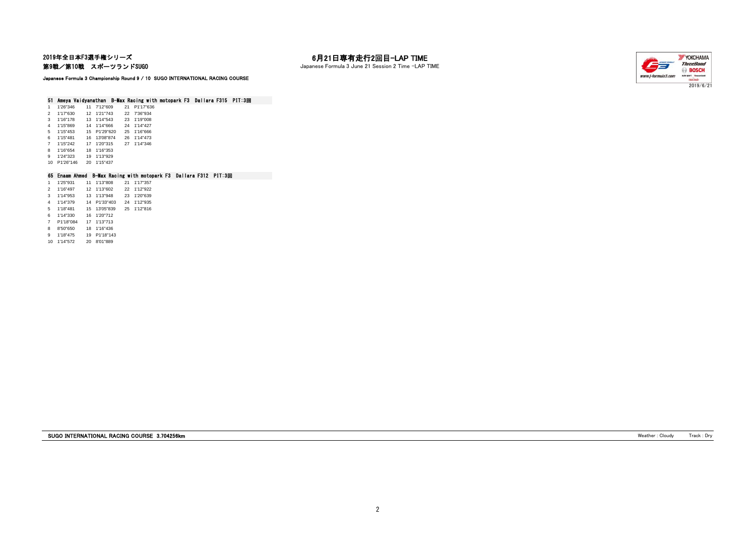2019年全日本F3選手権シリーズ
第9戦／第10戦　スポーツランドSUGO

Japanese Formula 3 Championship Round 9 / 10　SUGO INTERNATIONAL RACING COURSE

# 6月21日専有走行2回目-LAP TIME

Japanese Formula 3 June 21 Session 2 Time -LAP TIME

2019/6/21

## 51　Ameya Vaidyanathan　B-Max Racing with motopark F3　Dallara F315　PIT:3回

| | | | | | |
|---|---|---|---|---|---|
| 1 | 1'26"346 | 11 | 7'12"609 | 21 | P1'17"636 |
| 2 | 1'17"630 | 12 | 1'21"743 | 22 | 7'36"934 |
| 3 | 1'16"178 | 13 | 1'14"543 | 23 | 1'19"008 |
| 4 | 1'15"869 | 14 | 1'14"666 | 24 | 1'14"427 |
| 5 | 1'15"453 | 15 | P1'29"620 | 25 | 1'16"666 |
| 6 | 1'15"481 | 16 | 13'08"874 | 26 | 1'14"473 |
| 7 | 1'15"242 | 17 | 1'20"315 | 27 | 1'14"346 |
| 8 | 1'16"654 | 18 | 1'16"353 | | |
| 9 | 1'24"323 | 19 | 1'13"929 | | |
| 10 | P1'26"146 | 20 | 1'15"437 | | |

## 65　Enaam Ahmed　B-Max Racing with motopark F3　Dallara F312　PIT:3回

| | | | | | |
|---|---|---|---|---|---|
| 1 | 1'25"931 | 11 | 1'13"808 | 21 | 1'17"357 |
| 2 | 1'16"497 | 12 | 1'13"602 | 22 | 1'12"922 |
| 3 | 1'14"953 | 13 | 1'13"948 | 23 | 1'20"639 |
| 4 | 1'14"379 | 14 | P1'33"403 | 24 | 1'12"935 |
| 5 | 1'18"481 | 15 | 13'05"839 | 25 | 1'12"816 |
| 6 | 1'14"330 | 16 | 1'20"712 | | |
| 7 | P1'18"084 | 17 | 1'13"713 | | |
| 8 | 8'50"650 | 18 | 1'16"436 | | |
| 9 | 1'18"475 | 19 | P1'18"143 | | |
| 10 | 1'14"572 | 20 | 8'01"889 | | |

SUGO INTERNATIONAL RACING COURSE　3.704256km　　Weather : Cloudy　　Track : Dry